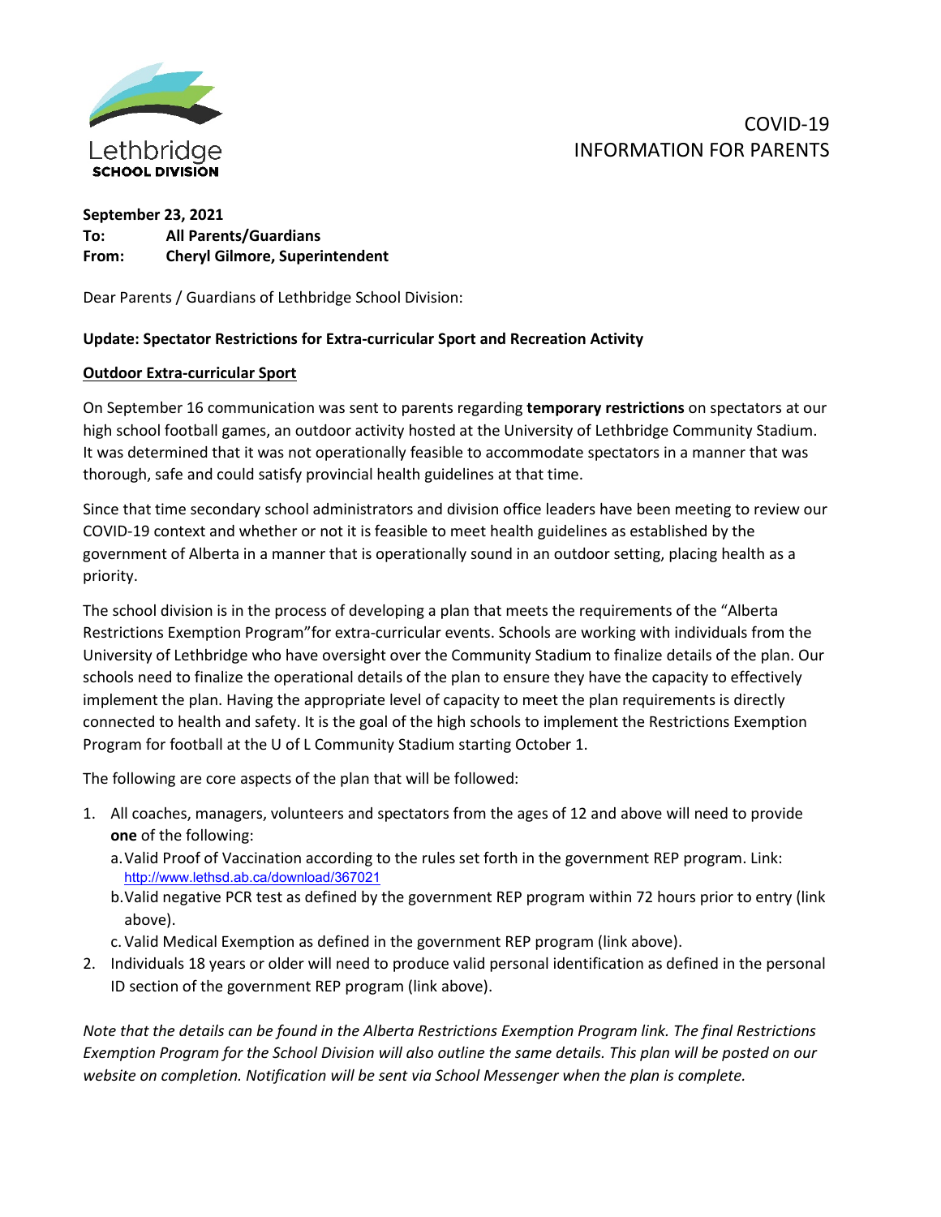Lethbridge
**SCHOOL DIVISION**

COVID-19
INFORMATION FOR PARENTS

**September 23, 2021**
**To: All Parents/Guardians**
**From: Cheryl Gilmore, Superintendent**

Dear Parents / Guardians of Lethbridge School Division:

**Update: Spectator Restrictions for Extra-curricular Sport and Recreation Activity**

**Outdoor Extra-curricular Sport**

On September 16 communication was sent to parents regarding **temporary restrictions** on spectators at our high school football games, an outdoor activity hosted at the University of Lethbridge Community Stadium. It was determined that it was not operationally feasible to accommodate spectators in a manner that was thorough, safe and could satisfy provincial health guidelines at that time.

Since that time secondary school administrators and division office leaders have been meeting to review our COVID-19 context and whether or not it is feasible to meet health guidelines as established by the government of Alberta in a manner that is operationally sound in an outdoor setting, placing health as a priority.

The school division is in the process of developing a plan that meets the requirements of the "Alberta Restrictions Exemption Program"for extra-curricular events. Schools are working with individuals from the University of Lethbridge who have oversight over the Community Stadium to finalize details of the plan. Our schools need to finalize the operational details of the plan to ensure they have the capacity to effectively implement the plan. Having the appropriate level of capacity to meet the plan requirements is directly connected to health and safety. It is the goal of the high schools to implement the Restrictions Exemption Program for football at the U of L Community Stadium starting October 1.

The following are core aspects of the plan that will be followed:

1. All coaches, managers, volunteers and spectators from the ages of 12 and above will need to provide **one** of the following:
   a. Valid Proof of Vaccination according to the rules set forth in the government REP program. Link: http://www.lethsd.ab.ca/download/367021
   b. Valid negative PCR test as defined by the government REP program within 72 hours prior to entry (link above).
   c. Valid Medical Exemption as defined in the government REP program (link above).
2. Individuals 18 years or older will need to produce valid personal identification as defined in the personal ID section of the government REP program (link above).

*Note that the details can be found in the Alberta Restrictions Exemption Program link. The final Restrictions Exemption Program for the School Division will also outline the same details. This plan will be posted on our website on completion. Notification will be sent via School Messenger when the plan is complete.*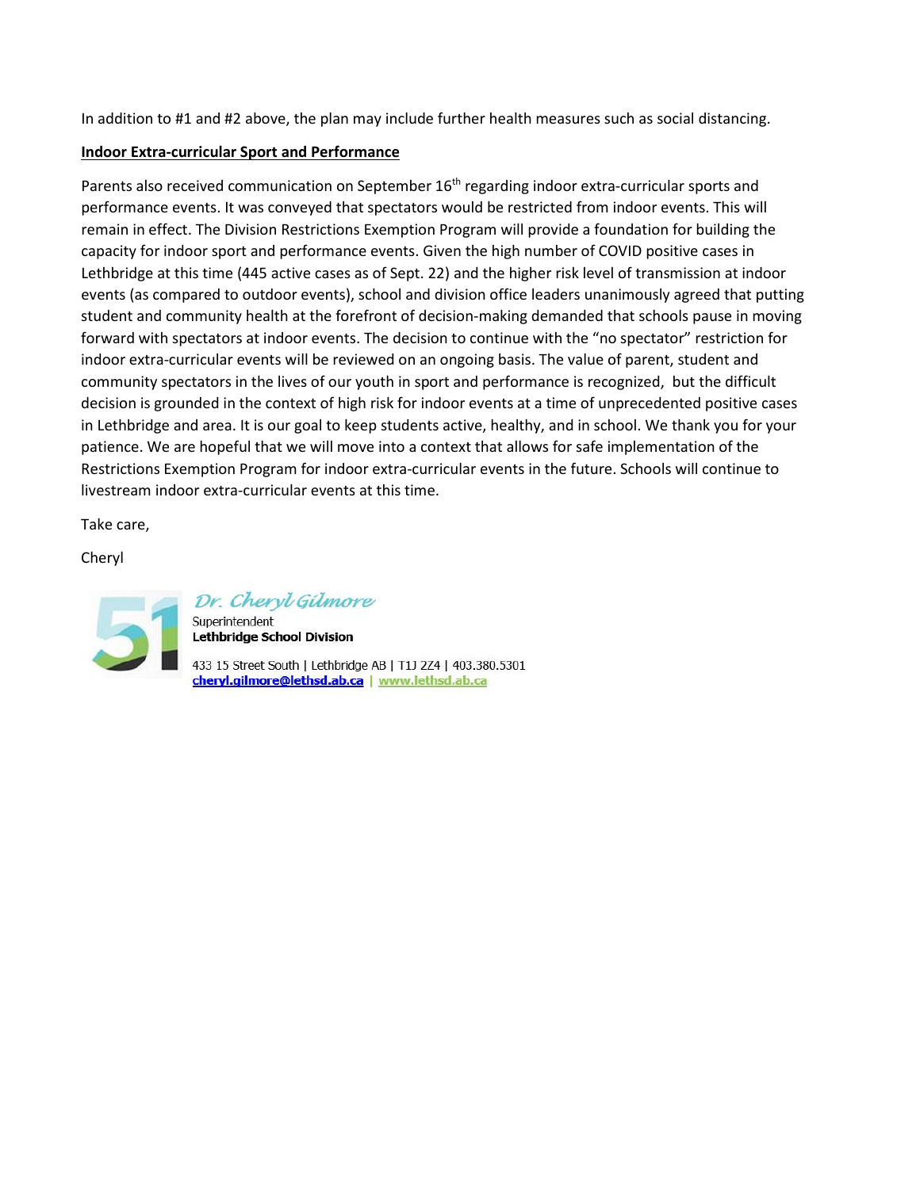In addition to #1 and #2 above, the plan may include further health measures such as social distancing.

**Indoor Extra-curricular Sport and Performance**

Parents also received communication on September 16th regarding indoor extra-curricular sports and performance events. It was conveyed that spectators would be restricted from indoor events. This will remain in effect. The Division Restrictions Exemption Program will provide a foundation for building the capacity for indoor sport and performance events. Given the high number of COVID positive cases in Lethbridge at this time (445 active cases as of Sept. 22) and the higher risk level of transmission at indoor events (as compared to outdoor events), school and division office leaders unanimously agreed that putting student and community health at the forefront of decision-making demanded that schools pause in moving forward with spectators at indoor events. The decision to continue with the "no spectator" restriction for indoor extra-curricular events will be reviewed on an ongoing basis. The value of parent, student and community spectators in the lives of our youth in sport and performance is recognized, but the difficult decision is grounded in the context of high risk for indoor events at a time of unprecedented positive cases in Lethbridge and area. It is our goal to keep students active, healthy, and in school. We thank you for your patience. We are hopeful that we will move into a context that allows for safe implementation of the Restrictions Exemption Program for indoor extra-curricular events in the future. Schools will continue to livestream indoor extra-curricular events at this time.

Take care,

Cheryl

*Dr. Cheryl Gilmore*
Superintendent
**Lethbridge School Division**

433 15 Street South | Lethbridge AB | T1J 2Z4 | 403.380.5301
cheryl.gilmore@lethsd.ab.ca | www.lethsd.ab.ca